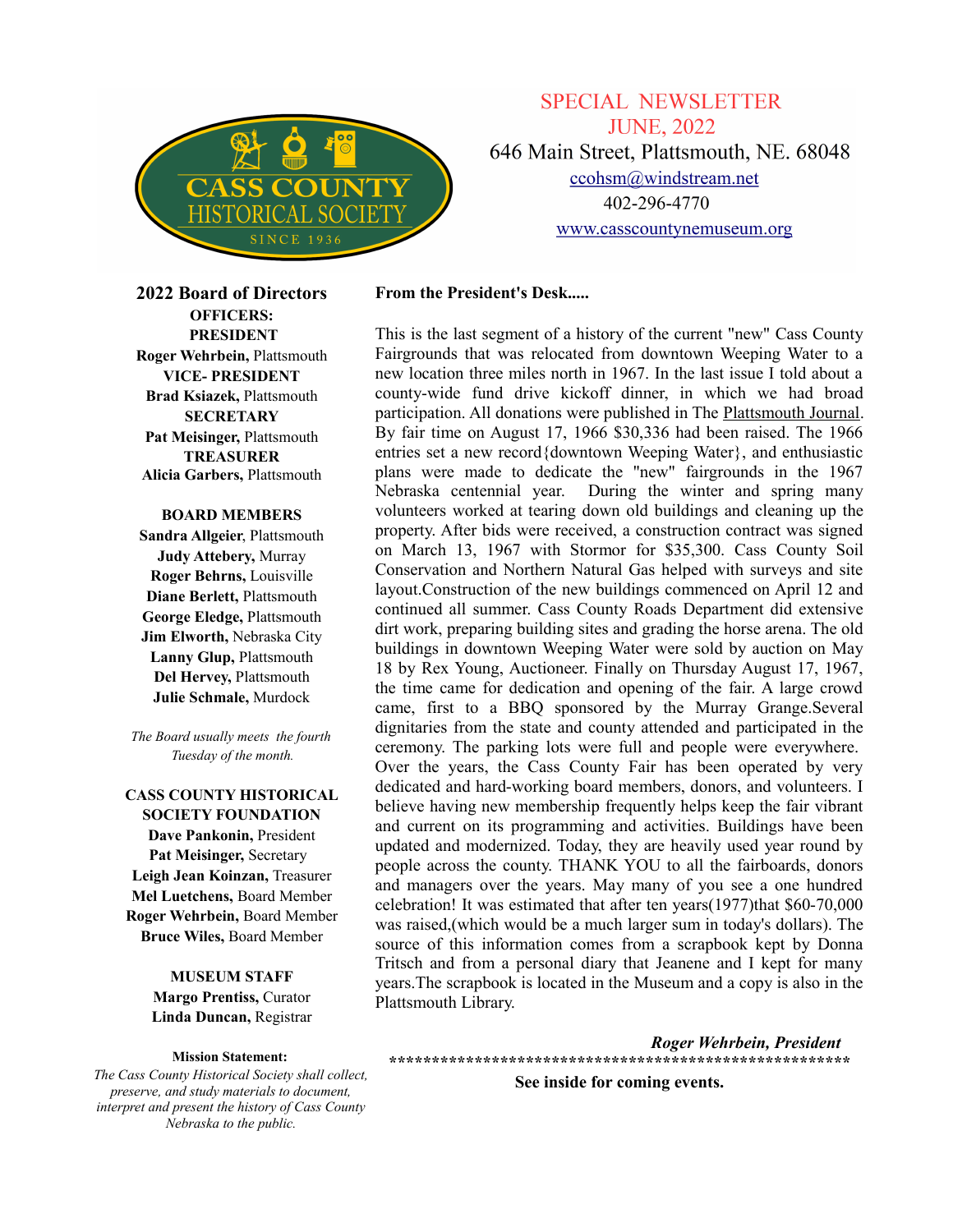CASS COUNTY HISTORICAL SOCIETY
SINCE 1936

SPECIAL NEWSLETTER
JUNE, 2022

646 Main Street, Plattsmouth, NE. 68048

ccohsm@windstream.net

402-296-4770

www.casscountynemuseum.org

## 2022 Board of Directors

**OFFICERS:**

**PRESIDENT**
**Roger Wehrbein,** Plattsmouth

**VICE- PRESIDENT**
**Brad Ksiazek,** Plattsmouth

**SECRETARY**
**Pat Meisinger,** Plattsmouth

**TREASURER**
**Alicia Garbers,** Plattsmouth

**BOARD MEMBERS**

**Sandra Allgeier**, Plattsmouth
**Judy Attebery,** Murray
**Roger Behrns,** Louisville
**Diane Berlett,** Plattsmouth
**George Eledge,** Plattsmouth
**Jim Elworth,** Nebraska City
**Lanny Glup,** Plattsmouth
**Del Hervey,** Plattsmouth
**Julie Schmale,** Murdock

*The Board usually meets the fourth Tuesday of the month.*

**CASS COUNTY HISTORICAL SOCIETY FOUNDATION**

**Dave Pankonin,** President
**Pat Meisinger,** Secretary
**Leigh Jean Koinzan,** Treasurer
**Mel Luetchens,** Board Member
**Roger Wehrbein,** Board Member
**Bruce Wiles,** Board Member

**MUSEUM STAFF**

**Margo Prentiss,** Curator
**Linda Duncan,** Registrar

**Mission Statement:**

*The Cass County Historical Society shall collect, preserve, and study materials to document, interpret and present the history of Cass County Nebraska to the public.*

**From the President's Desk.....**

This is the last segment of a history of the current "new" Cass County Fairgrounds that was relocated from downtown Weeping Water to a new location three miles north in 1967. In the last issue I told about a county-wide fund drive kickoff dinner, in which we had broad participation. All donations were published in The Plattsmouth Journal. By fair time on August 17, 1966 $30,336 had been raised. The 1966 entries set a new record{downtown Weeping Water}, and enthusiastic plans were made to dedicate the "new" fairgrounds in the 1967 Nebraska centennial year. During the winter and spring many volunteers worked at tearing down old buildings and cleaning up the property. After bids were received, a construction contract was signed on March 13, 1967 with Stormor for $35,300. Cass County Soil Conservation and Northern Natural Gas helped with surveys and site layout.Construction of the new buildings commenced on April 12 and continued all summer. Cass County Roads Department did extensive dirt work, preparing building sites and grading the horse arena. The old buildings in downtown Weeping Water were sold by auction on May 18 by Rex Young, Auctioneer. Finally on Thursday August 17, 1967, the time came for dedication and opening of the fair. A large crowd came, first to a BBQ sponsored by the Murray Grange.Several dignitaries from the state and county attended and participated in the ceremony. The parking lots were full and people were everywhere. Over the years, the Cass County Fair has been operated by very dedicated and hard-working board members, donors, and volunteers. I believe having new membership frequently helps keep the fair vibrant and current on its programming and activities. Buildings have been updated and modernized. Today, they are heavily used year round by people across the county. THANK YOU to all the fairboards, donors and managers over the years. May many of you see a one hundred celebration! It was estimated that after ten years(1977)that $60-70,000 was raised,(which would be a much larger sum in today's dollars). The source of this information comes from a scrapbook kept by Donna Tritsch and from a personal diary that Jeanene and I kept for many years.The scrapbook is located in the Museum and a copy is also in the Plattsmouth Library.

***Roger Wehrbein, President***

*****************************************************

**See inside for coming events.**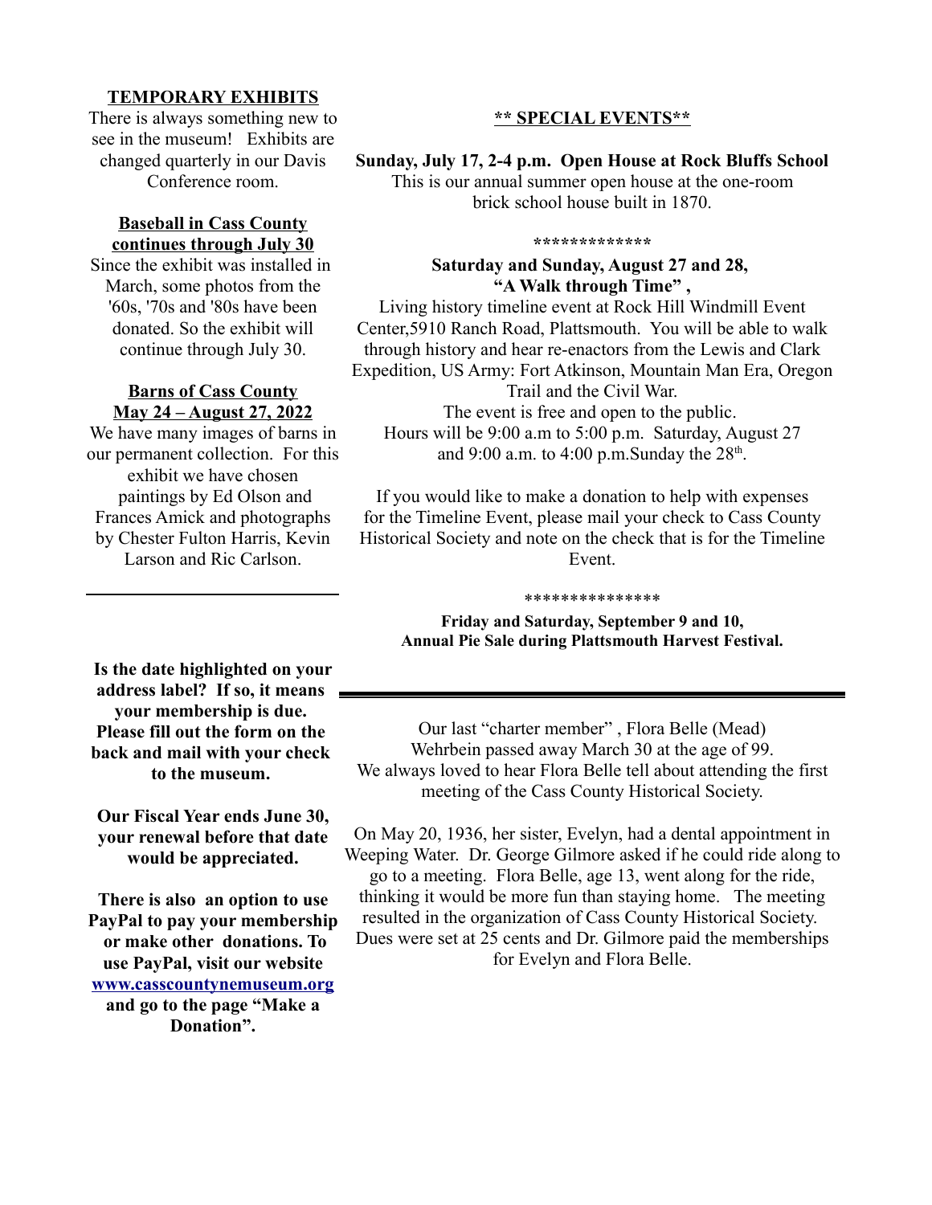## TEMPORARY EXHIBITS

There is always something new to see in the museum! Exhibits are changed quarterly in our Davis Conference room.

**Baseball in Cass County continues through July 30**

Since the exhibit was installed in March, some photos from the '60s, '70s and '80s have been donated. So the exhibit will continue through July 30.

**Barns of Cass County May 24 – August 27, 2022**

We have many images of barns in our permanent collection. For this exhibit we have chosen paintings by Ed Olson and Frances Amick and photographs by Chester Fulton Harris, Kevin Larson and Ric Carlson.

---

**Is the date highlighted on your address label? If so, it means your membership is due. Please fill out the form on the back and mail with your check to the museum.**

**Our Fiscal Year ends June 30, your renewal before that date would be appreciated.**

**There is also an option to use PayPal to pay your membership or make other donations. To use PayPal, visit our website [www.casscountynemuseum.org](http://www.casscountynemuseum.org) and go to the page "Make a Donation".**

## ** SPECIAL EVENTS**

**Sunday, July 17, 2-4 p.m. Open House at Rock Bluffs School**

This is our annual summer open house at the one-room brick school house built in 1870.

*************

**Saturday and Sunday, August 27 and 28, "A Walk through Time" ,**

Living history timeline event at Rock Hill Windmill Event Center,5910 Ranch Road, Plattsmouth. You will be able to walk through history and hear re-enactors from the Lewis and Clark Expedition, US Army: Fort Atkinson, Mountain Man Era, Oregon Trail and the Civil War.

The event is free and open to the public.

Hours will be 9:00 a.m to 5:00 p.m. Saturday, August 27 and 9:00 a.m. to 4:00 p.m.Sunday the 28th.

If you would like to make a donation to help with expenses for the Timeline Event, please mail your check to Cass County Historical Society and note on the check that is for the Timeline Event.

**************

**Friday and Saturday, September 9 and 10, Annual Pie Sale during Plattsmouth Harvest Festival.**

---

Our last "charter member" , Flora Belle (Mead) Wehrbein passed away March 30 at the age of 99. We always loved to hear Flora Belle tell about attending the first meeting of the Cass County Historical Society.

On May 20, 1936, her sister, Evelyn, had a dental appointment in Weeping Water. Dr. George Gilmore asked if he could ride along to go to a meeting. Flora Belle, age 13, went along for the ride, thinking it would be more fun than staying home. The meeting resulted in the organization of Cass County Historical Society. Dues were set at 25 cents and Dr. Gilmore paid the memberships for Evelyn and Flora Belle.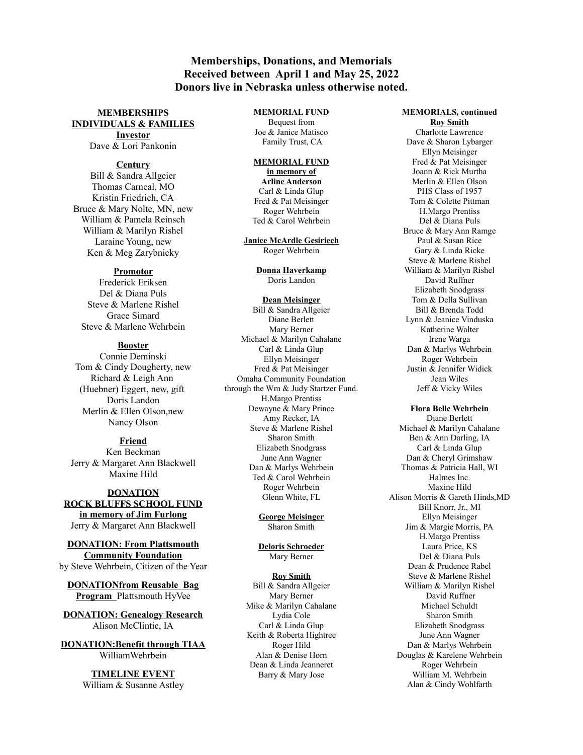# Memberships, Donations, and Memorials Received between April 1 and May 25, 2022

**Donors live in Nebraska unless otherwise noted.**

## MEMBERSHIPS INDIVIDUALS & FAMILIES

### Investor

Dave & Lori Pankonin

### Century

Bill & Sandra Allgeier
Thomas Carneal, MO
Kristin Friedrich, CA
Bruce & Mary Nolte, MN, new
William & Pamela Reinsch
William & Marilyn Rishel
Laraine Young, new
Ken & Meg Zarybnicky

### Promotor

Frederick Eriksen
Del & Diana Puls
Steve & Marlene Rishel
Grace Simard
Steve & Marlene Wehrbein

### Booster

Connie Deminski
Tom & Cindy Dougherty, new
Richard & Leigh Ann (Huebner) Eggert, new, gift
Doris Landon
Merlin & Ellen Olson,new
Nancy Olson

### Friend

Ken Beckman
Jerry & Margaret Ann Blackwell
Maxine Hild

## DONATION ROCK BLUFFS SCHOOL FUND in memory of Jim Furlong

Jerry & Margaret Ann Blackwell

## DONATION: From Plattsmouth Community Foundation

by Steve Wehrbein, Citizen of the Year

## DONATIONfrom Reusable Bag Program

Plattsmouth HyVee

## DONATION: Genealogy Research

Alison McClintic, IA

## DONATION:Benefit through TIAA

WilliamWehrbein

## TIMELINE EVENT

William & Susanne Astley

## MEMORIAL FUND

Bequest from
Joe & Janice Matisco
Family Trust, CA

## MEMORIAL FUND in memory of Arline Anderson

Carl & Linda Glup
Fred & Pat Meisinger
Roger Wehrbein
Ted & Carol Wehrbein

### Janice McArdle Gesiriech

Roger Wehrbein

### Donna Haverkamp

Doris Landon

### Dean Meisinger

Bill & Sandra Allgeier
Diane Berlett
Mary Berner
Michael & Marilyn Cahalane
Carl & Linda Glup
Ellyn Meisinger
Fred & Pat Meisinger
Omaha Community Foundation through the Wm & Judy Startzer Fund.
H.Margo Prentiss
Dewayne & Mary Prince
Amy Recker, IA
Steve & Marlene Rishel
Sharon Smith
Elizabeth Snodgrass
June Ann Wagner
Dan & Marlys Wehrbein
Ted & Carol Wehrbein
Roger Wehrbein
Glenn White, FL

### George Meisinger

Sharon Smith

### Deloris Schroeder

Mary Berner

### Roy Smith

Bill & Sandra Allgeier
Mary Berner
Mike & Marilyn Cahalane
Lydia Cole
Carl & Linda Glup
Keith & Roberta Hightree
Roger Hild
Alan & Denise Horn
Dean & Linda Jeanneret
Barry & Mary Jose

## MEMORIALS, continued

### Roy Smith

Charlotte Lawrence
Dave & Sharon Lybarger
Ellyn Meisinger
Fred & Pat Meisinger
Joann & Rick Murtha
Merlin & Ellen Olson
PHS Class of 1957
Tom & Colette Pittman
H.Margo Prentiss
Del & Diana Puls
Bruce & Mary Ann Ramge
Paul & Susan Rice
Gary & Linda Ricke
Steve & Marlene Rishel
William & Marilyn Rishel
David Ruffner
Elizabeth Snodgrass
Tom & Della Sullivan
Bill & Brenda Todd
Lynn & Jeanice Vinduska
Katherine Walter
Irene Warga
Dan & Marlys Wehrbein
Roger Wehrbein
Justin & Jennifer Widick
Jean Wiles
Jeff & Vicky Wiles

### Flora Belle Wehrbein

Diane Berlett
Michael & Marilyn Cahalane
Ben & Ann Darling, IA
Carl & Linda Glup
Dan & Cheryl Grimshaw
Thomas & Patricia Hall, WI
Halmes Inc.
Maxine Hild
Alison Morris & Gareth Hinds,MD
Bill Knorr, Jr., MI
Ellyn Meisinger
Jim & Margie Morris, PA
H.Margo Prentiss
Laura Price, KS
Del & Diana Puls
Dean & Prudence Rabel
Steve & Marlene Rishel
William & Marilyn Rishel
David Ruffner
Michael Schuldt
Sharon Smith
Elizabeth Snodgrass
June Ann Wagner
Dan & Marlys Wehrbein
Douglas & Karelene Wehrbein
Roger Wehrbein
William M. Wehrbein
Alan & Cindy Wohlfarth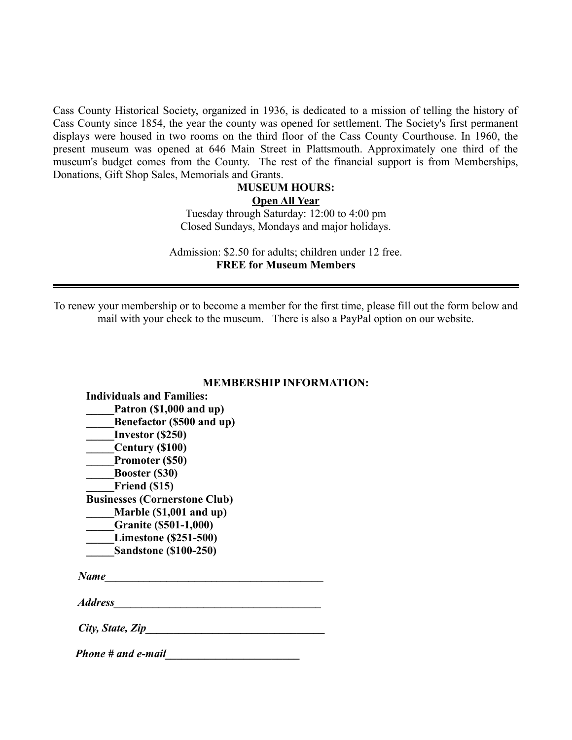Cass County Historical Society, organized in 1936, is dedicated to a mission of telling the history of Cass County since 1854, the year the county was opened for settlement. The Society's first permanent displays were housed in two rooms on the third floor of the Cass County Courthouse. In 1960, the present museum was opened at 646 Main Street in Plattsmouth. Approximately one third of the museum's budget comes from the County. The rest of the financial support is from Memberships, Donations, Gift Shop Sales, Memorials and Grants.

**MUSEUM HOURS:**

**Open All Year**

Tuesday through Saturday: 12:00 to 4:00 pm
Closed Sundays, Mondays and major holidays.

Admission: $2.50 for adults; children under 12 free.
**FREE for Museum Members**

---

To renew your membership or to become a member for the first time, please fill out the form below and mail with your check to the museum. There is also a PayPal option on our website.

**MEMBERSHIP INFORMATION:**

**Individuals and Families:**

**_____Patron ($1,000 and up)**
**_____Benefactor ($500 and up)**
**_____Investor ($250)**
**_____Century ($100)**
**_____Promoter ($50)**
**_____Booster ($30)**
**_____Friend ($15)**

**Businesses (Cornerstone Club)**

**_____Marble ($1,001 and up)**
**_____Granite ($501-1,000)**
**_____Limestone ($251-500)**
**_____Sandstone ($100-250)**

***Name*________________________________________**

***Address*_____________________________________**

***City, State, Zip*_________________________________**

***Phone # and e-mail*________________________**